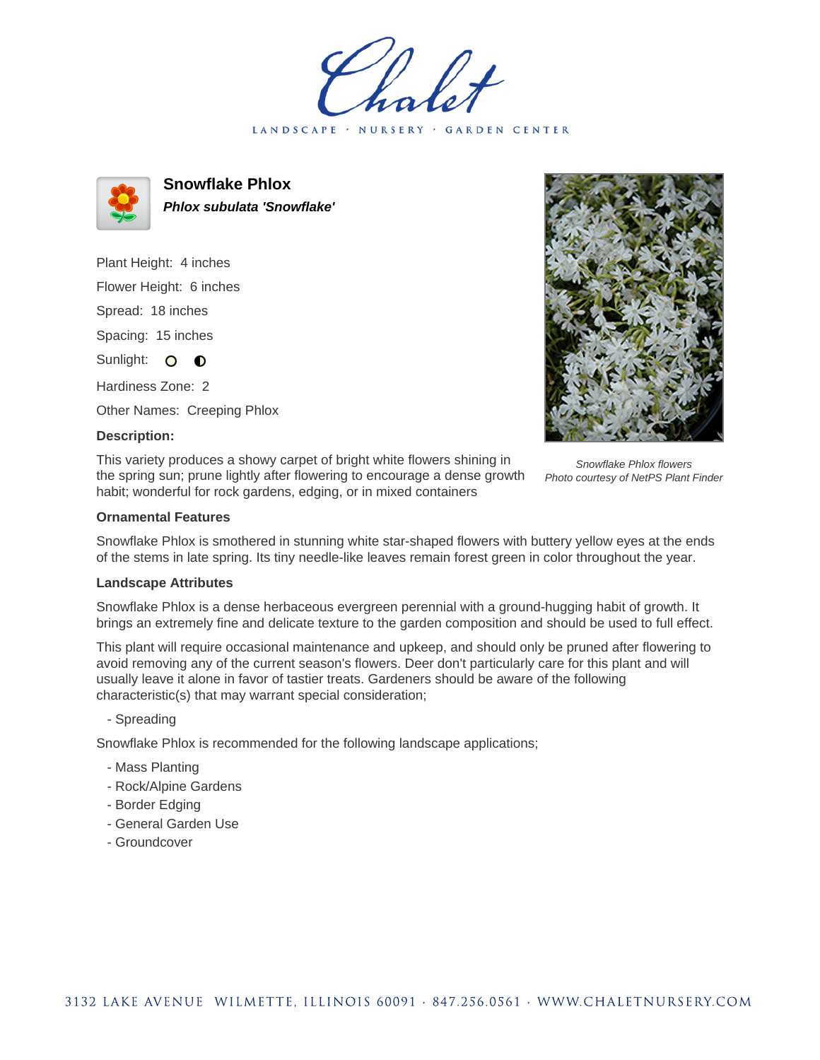# Snowflake Phlox

***Phlox subulata 'Snowflake'***

Plant Height: 4 inches

Flower Height: 6 inches

Spread: 18 inches

Spacing: 15 inches

Sunlight: ○ ◐

Hardiness Zone: 2

Other Names: Creeping Phlox

**Description:**

This variety produces a showy carpet of bright white flowers shining in the spring sun; prune lightly after flowering to encourage a dense growth habit; wonderful for rock gardens, edging, or in mixed containers

*Snowflake Phlox flowers*
*Photo courtesy of NetPS Plant Finder*

## Ornamental Features

Snowflake Phlox is smothered in stunning white star-shaped flowers with buttery yellow eyes at the ends of the stems in late spring. Its tiny needle-like leaves remain forest green in color throughout the year.

## Landscape Attributes

Snowflake Phlox is a dense herbaceous evergreen perennial with a ground-hugging habit of growth. It brings an extremely fine and delicate texture to the garden composition and should be used to full effect.

This plant will require occasional maintenance and upkeep, and should only be pruned after flowering to avoid removing any of the current season's flowers. Deer don't particularly care for this plant and will usually leave it alone in favor of tastier treats. Gardeners should be aware of the following characteristic(s) that may warrant special consideration;

- Spreading

Snowflake Phlox is recommended for the following landscape applications;

- Mass Planting
- Rock/Alpine Gardens
- Border Edging
- General Garden Use
- Groundcover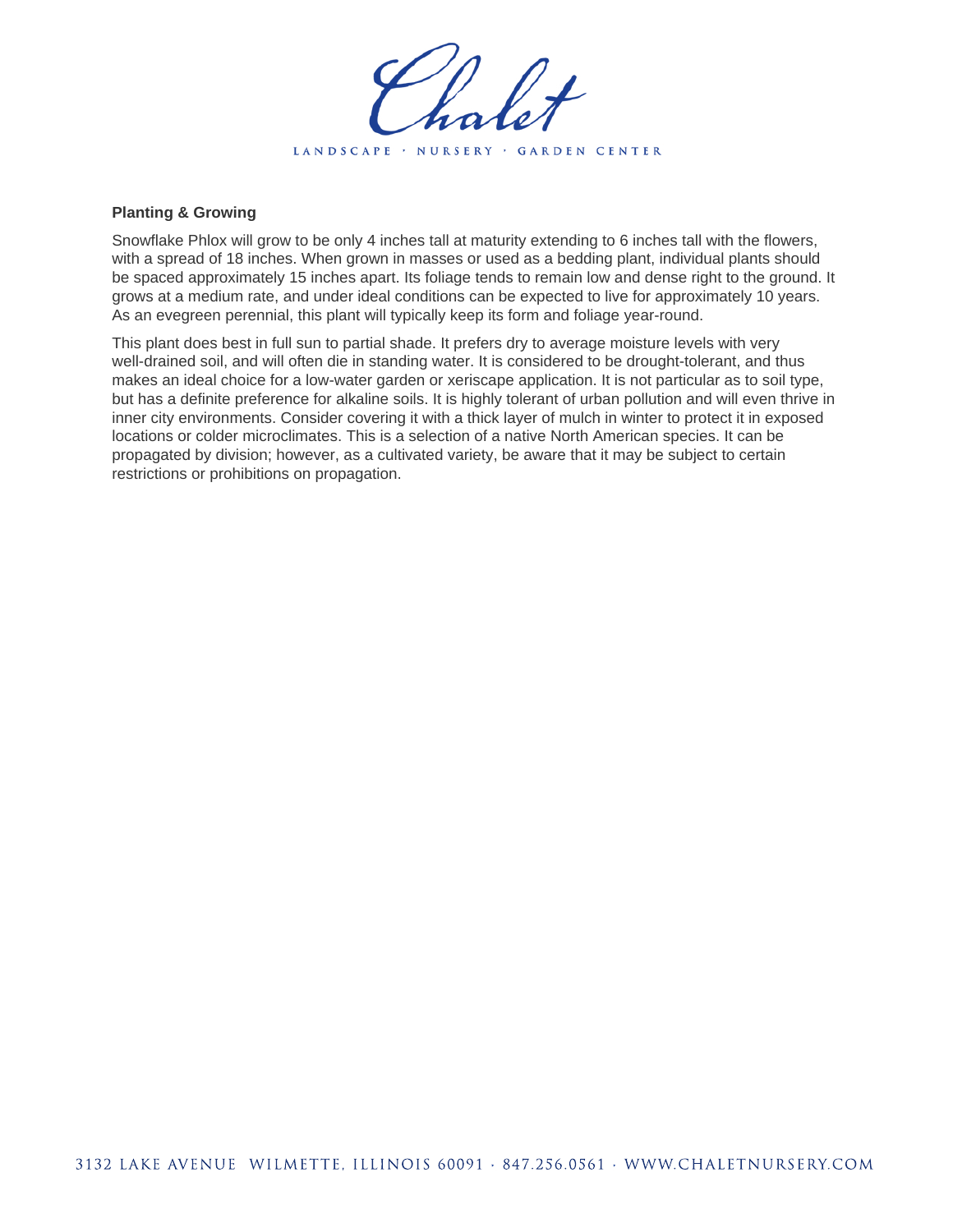**Planting & Growing**

Snowflake Phlox will grow to be only 4 inches tall at maturity extending to 6 inches tall with the flowers, with a spread of 18 inches. When grown in masses or used as a bedding plant, individual plants should be spaced approximately 15 inches apart. Its foliage tends to remain low and dense right to the ground. It grows at a medium rate, and under ideal conditions can be expected to live for approximately 10 years. As an evegreen perennial, this plant will typically keep its form and foliage year-round.

This plant does best in full sun to partial shade. It prefers dry to average moisture levels with very well-drained soil, and will often die in standing water. It is considered to be drought-tolerant, and thus makes an ideal choice for a low-water garden or xeriscape application. It is not particular as to soil type, but has a definite preference for alkaline soils. It is highly tolerant of urban pollution and will even thrive in inner city environments. Consider covering it with a thick layer of mulch in winter to protect it in exposed locations or colder microclimates. This is a selection of a native North American species. It can be propagated by division; however, as a cultivated variety, be aware that it may be subject to certain restrictions or prohibitions on propagation.